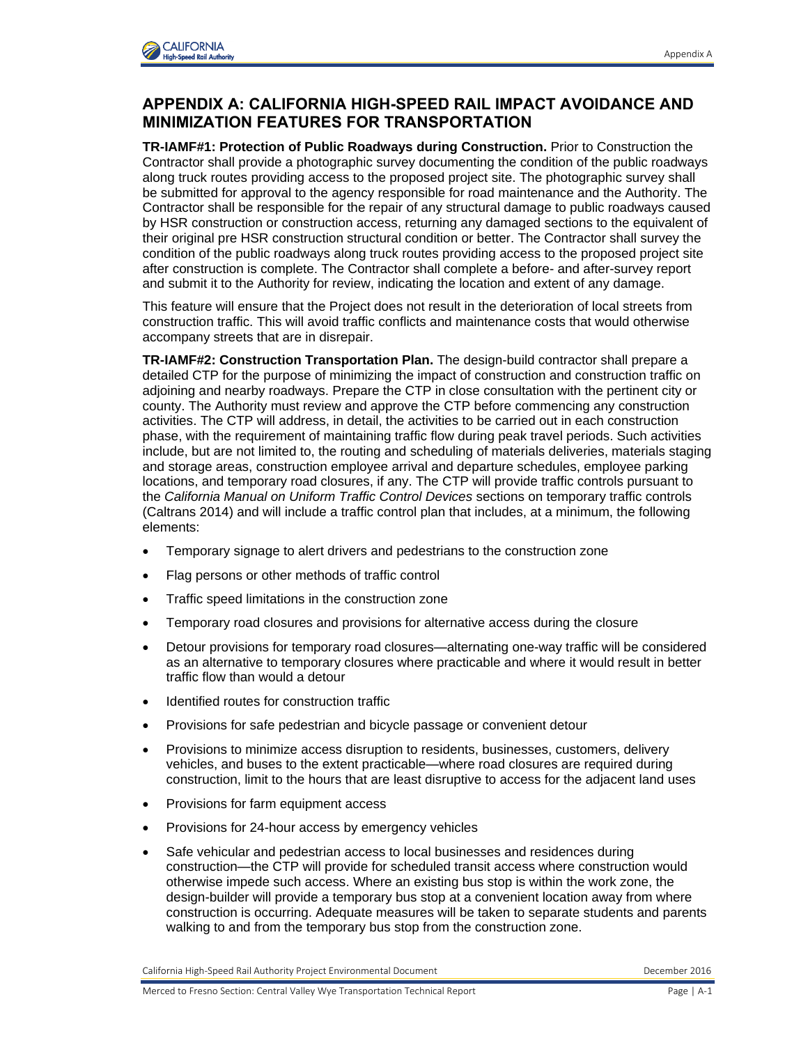# APPENDIX A: CALIFORNIA HIGH-SPEED RAIL IMPACT AVOIDANCE AND MINIMIZATION FEATURES FOR TRANSPORTATION

**TR-IAMF#1: Protection of Public Roadways during Construction.** Prior to Construction the Contractor shall provide a photographic survey documenting the condition of the public roadways along truck routes providing access to the proposed project site. The photographic survey shall be submitted for approval to the agency responsible for road maintenance and the Authority. The Contractor shall be responsible for the repair of any structural damage to public roadways caused by HSR construction or construction access, returning any damaged sections to the equivalent of their original pre HSR construction structural condition or better. The Contractor shall survey the condition of the public roadways along truck routes providing access to the proposed project site after construction is complete. The Contractor shall complete a before- and after-survey report and submit it to the Authority for review, indicating the location and extent of any damage.

This feature will ensure that the Project does not result in the deterioration of local streets from construction traffic. This will avoid traffic conflicts and maintenance costs that would otherwise accompany streets that are in disrepair.

**TR-IAMF#2: Construction Transportation Plan.** The design-build contractor shall prepare a detailed CTP for the purpose of minimizing the impact of construction and construction traffic on adjoining and nearby roadways. Prepare the CTP in close consultation with the pertinent city or county. The Authority must review and approve the CTP before commencing any construction activities. The CTP will address, in detail, the activities to be carried out in each construction phase, with the requirement of maintaining traffic flow during peak travel periods. Such activities include, but are not limited to, the routing and scheduling of materials deliveries, materials staging and storage areas, construction employee arrival and departure schedules, employee parking locations, and temporary road closures, if any. The CTP will provide traffic controls pursuant to the *California Manual on Uniform Traffic Control Devices* sections on temporary traffic controls (Caltrans 2014) and will include a traffic control plan that includes, at a minimum, the following elements:

- Temporary signage to alert drivers and pedestrians to the construction zone
- Flag persons or other methods of traffic control
- Traffic speed limitations in the construction zone
- Temporary road closures and provisions for alternative access during the closure
- Detour provisions for temporary road closures—alternating one-way traffic will be considered as an alternative to temporary closures where practicable and where it would result in better traffic flow than would a detour
- Identified routes for construction traffic
- Provisions for safe pedestrian and bicycle passage or convenient detour
- Provisions to minimize access disruption to residents, businesses, customers, delivery vehicles, and buses to the extent practicable—where road closures are required during construction, limit to the hours that are least disruptive to access for the adjacent land uses
- Provisions for farm equipment access
- Provisions for 24-hour access by emergency vehicles
- Safe vehicular and pedestrian access to local businesses and residences during construction—the CTP will provide for scheduled transit access where construction would otherwise impede such access. Where an existing bus stop is within the work zone, the design-builder will provide a temporary bus stop at a convenient location away from where construction is occurring. Adequate measures will be taken to separate students and parents walking to and from the temporary bus stop from the construction zone.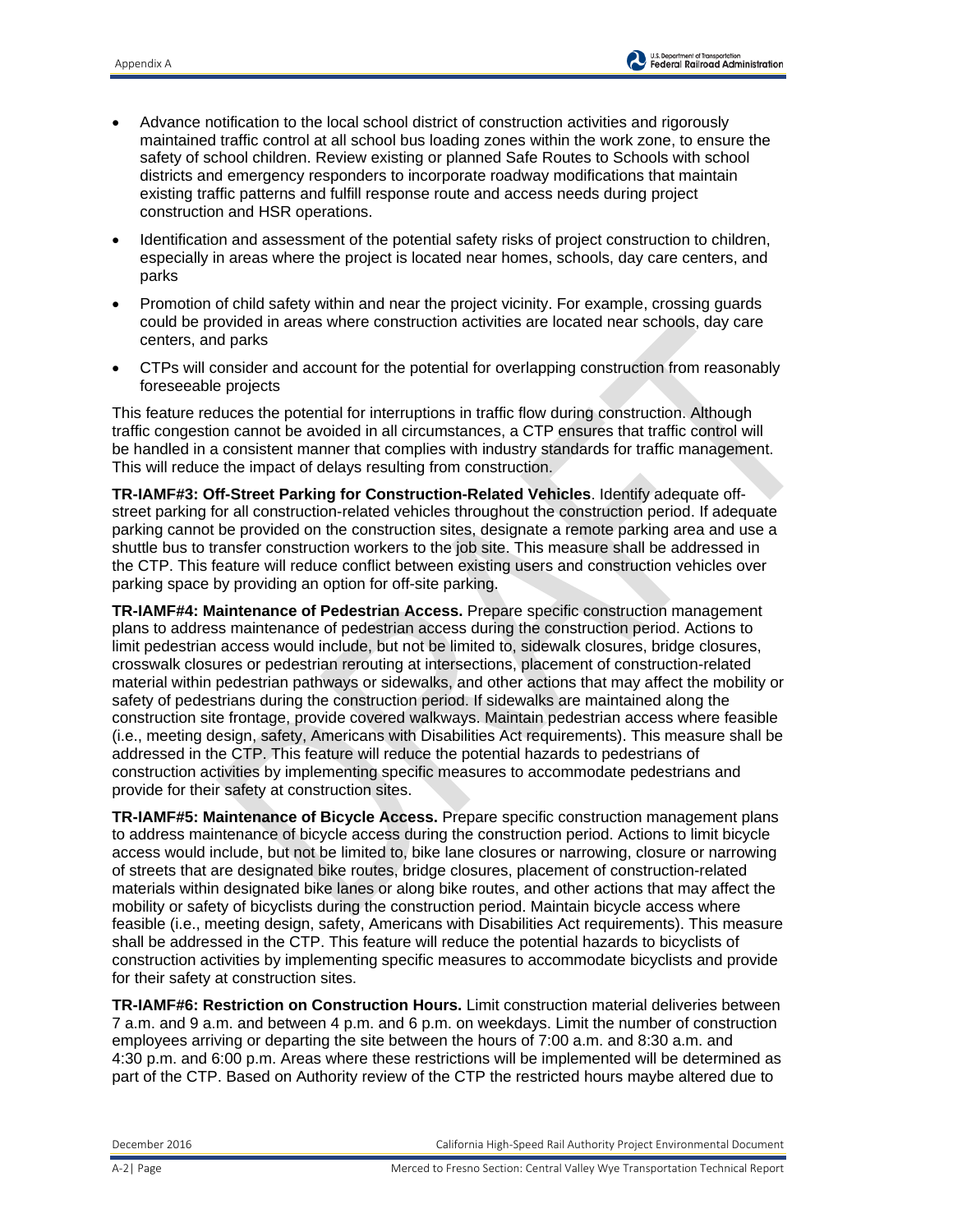- Advance notification to the local school district of construction activities and rigorously maintained traffic control at all school bus loading zones within the work zone, to ensure the safety of school children. Review existing or planned Safe Routes to Schools with school districts and emergency responders to incorporate roadway modifications that maintain existing traffic patterns and fulfill response route and access needs during project construction and HSR operations.
- Identification and assessment of the potential safety risks of project construction to children, especially in areas where the project is located near homes, schools, day care centers, and parks
- Promotion of child safety within and near the project vicinity. For example, crossing guards could be provided in areas where construction activities are located near schools, day care centers, and parks
- CTPs will consider and account for the potential for overlapping construction from reasonably foreseeable projects

This feature reduces the potential for interruptions in traffic flow during construction. Although traffic congestion cannot be avoided in all circumstances, a CTP ensures that traffic control will be handled in a consistent manner that complies with industry standards for traffic management. This will reduce the impact of delays resulting from construction.

**TR-IAMF#3: Off-Street Parking for Construction-Related Vehicles**. Identify adequate off-street parking for all construction-related vehicles throughout the construction period. If adequate parking cannot be provided on the construction sites, designate a remote parking area and use a shuttle bus to transfer construction workers to the job site. This measure shall be addressed in the CTP. This feature will reduce conflict between existing users and construction vehicles over parking space by providing an option for off-site parking.

**TR-IAMF#4: Maintenance of Pedestrian Access.** Prepare specific construction management plans to address maintenance of pedestrian access during the construction period. Actions to limit pedestrian access would include, but not be limited to, sidewalk closures, bridge closures, crosswalk closures or pedestrian rerouting at intersections, placement of construction-related material within pedestrian pathways or sidewalks, and other actions that may affect the mobility or safety of pedestrians during the construction period. If sidewalks are maintained along the construction site frontage, provide covered walkways. Maintain pedestrian access where feasible (i.e., meeting design, safety, Americans with Disabilities Act requirements). This measure shall be addressed in the CTP. This feature will reduce the potential hazards to pedestrians of construction activities by implementing specific measures to accommodate pedestrians and provide for their safety at construction sites.

**TR-IAMF#5: Maintenance of Bicycle Access.** Prepare specific construction management plans to address maintenance of bicycle access during the construction period. Actions to limit bicycle access would include, but not be limited to, bike lane closures or narrowing, closure or narrowing of streets that are designated bike routes, bridge closures, placement of construction-related materials within designated bike lanes or along bike routes, and other actions that may affect the mobility or safety of bicyclists during the construction period. Maintain bicycle access where feasible (i.e., meeting design, safety, Americans with Disabilities Act requirements). This measure shall be addressed in the CTP. This feature will reduce the potential hazards to bicyclists of construction activities by implementing specific measures to accommodate bicyclists and provide for their safety at construction sites.

**TR-IAMF#6: Restriction on Construction Hours.** Limit construction material deliveries between 7 a.m. and 9 a.m. and between 4 p.m. and 6 p.m. on weekdays. Limit the number of construction employees arriving or departing the site between the hours of 7:00 a.m. and 8:30 a.m. and 4:30 p.m. and 6:00 p.m. Areas where these restrictions will be implemented will be determined as part of the CTP. Based on Authority review of the CTP the restricted hours maybe altered due to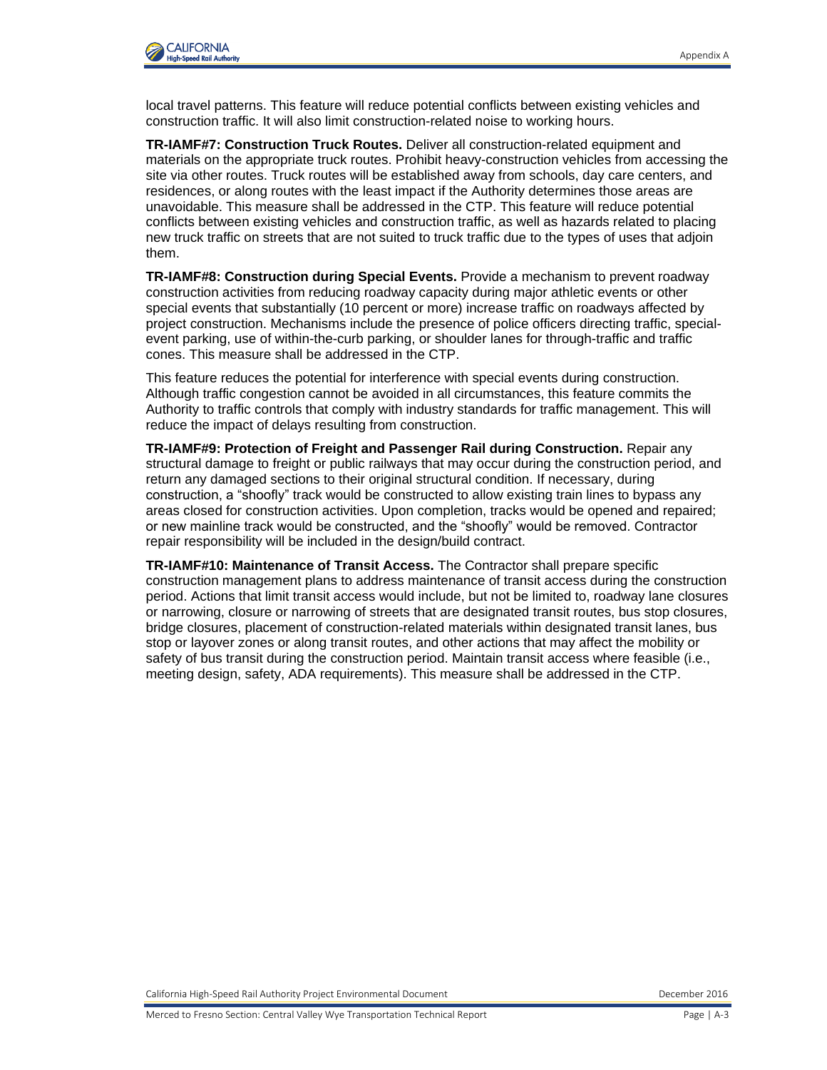local travel patterns. This feature will reduce potential conflicts between existing vehicles and construction traffic. It will also limit construction-related noise to working hours.

**TR-IAMF#7: Construction Truck Routes.** Deliver all construction-related equipment and materials on the appropriate truck routes. Prohibit heavy-construction vehicles from accessing the site via other routes. Truck routes will be established away from schools, day care centers, and residences, or along routes with the least impact if the Authority determines those areas are unavoidable. This measure shall be addressed in the CTP. This feature will reduce potential conflicts between existing vehicles and construction traffic, as well as hazards related to placing new truck traffic on streets that are not suited to truck traffic due to the types of uses that adjoin them.

**TR-IAMF#8: Construction during Special Events.** Provide a mechanism to prevent roadway construction activities from reducing roadway capacity during major athletic events or other special events that substantially (10 percent or more) increase traffic on roadways affected by project construction. Mechanisms include the presence of police officers directing traffic, special-event parking, use of within-the-curb parking, or shoulder lanes for through-traffic and traffic cones. This measure shall be addressed in the CTP.

This feature reduces the potential for interference with special events during construction. Although traffic congestion cannot be avoided in all circumstances, this feature commits the Authority to traffic controls that comply with industry standards for traffic management. This will reduce the impact of delays resulting from construction.

**TR-IAMF#9: Protection of Freight and Passenger Rail during Construction.** Repair any structural damage to freight or public railways that may occur during the construction period, and return any damaged sections to their original structural condition. If necessary, during construction, a "shoofly" track would be constructed to allow existing train lines to bypass any areas closed for construction activities. Upon completion, tracks would be opened and repaired; or new mainline track would be constructed, and the "shoofly" would be removed. Contractor repair responsibility will be included in the design/build contract.

**TR-IAMF#10: Maintenance of Transit Access.** The Contractor shall prepare specific construction management plans to address maintenance of transit access during the construction period. Actions that limit transit access would include, but not be limited to, roadway lane closures or narrowing, closure or narrowing of streets that are designated transit routes, bus stop closures, bridge closures, placement of construction-related materials within designated transit lanes, bus stop or layover zones or along transit routes, and other actions that may affect the mobility or safety of bus transit during the construction period. Maintain transit access where feasible (i.e., meeting design, safety, ADA requirements). This measure shall be addressed in the CTP.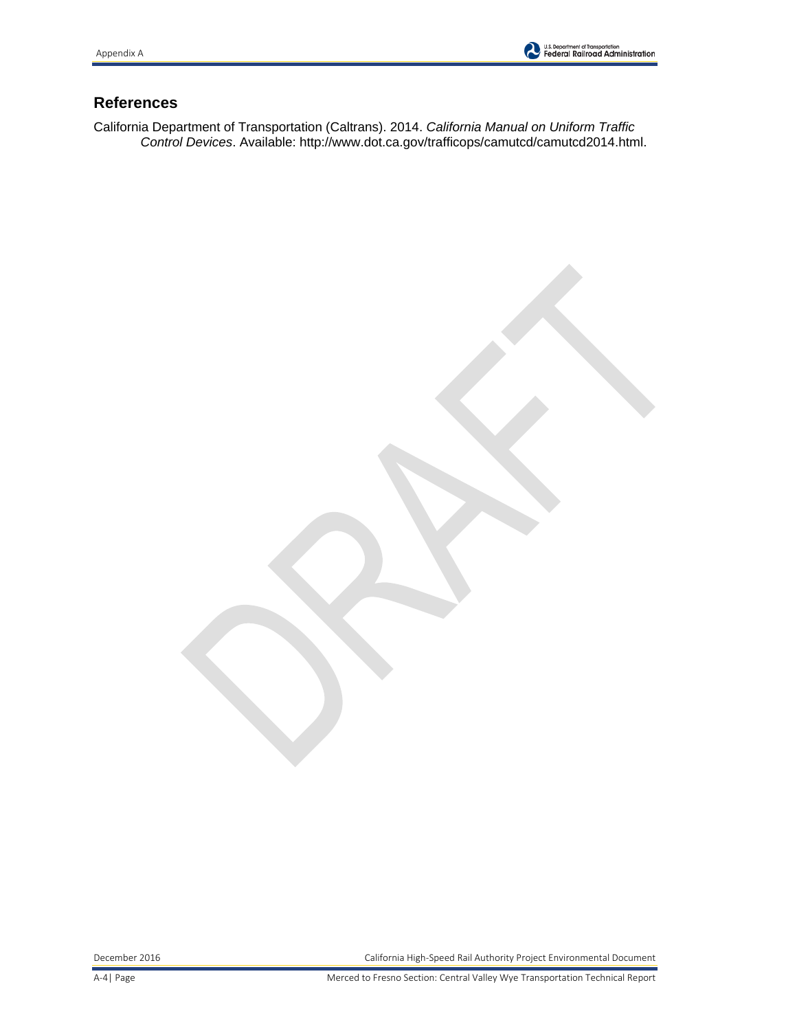## References

California Department of Transportation (Caltrans). 2014. *California Manual on Uniform Traffic Control Devices*. Available: http://www.dot.ca.gov/trafficops/camutcd/camutcd2014.html.